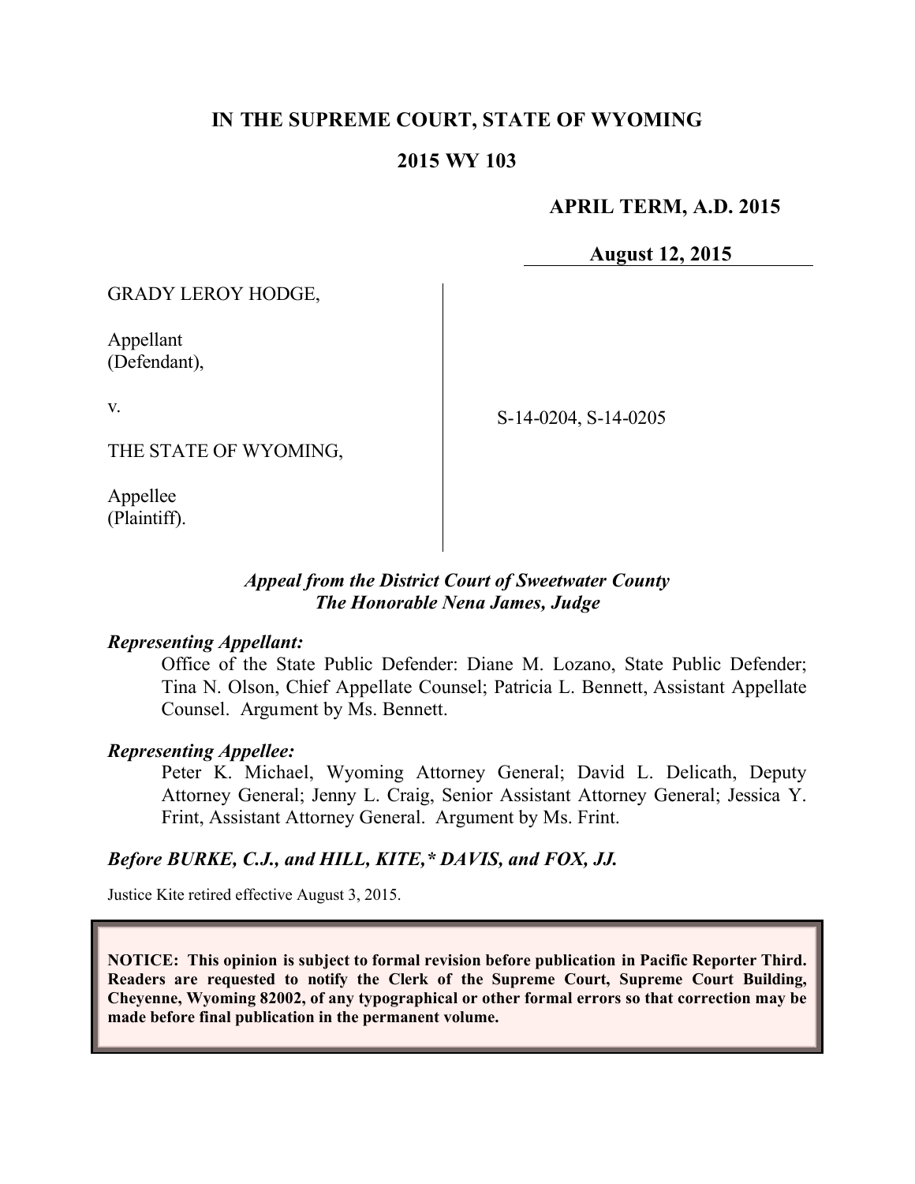# IN THE SUPREME COURT, STATE OF WYOMING

## 2015 WY 103

**APRIL TERM, A.D. 2015**

**August 12, 2015**

GRADY LEROY HODGE,

Appellant
(Defendant),

v.

THE STATE OF WYOMING,

Appellee
(Plaintiff).

S-14-0204, S-14-0205

***Appeal from the District Court of Sweetwater County***
***The Honorable Nena James, Judge***

***Representing Appellant:***

Office of the State Public Defender: Diane M. Lozano, State Public Defender; Tina N. Olson, Chief Appellate Counsel; Patricia L. Bennett, Assistant Appellate Counsel. Argument by Ms. Bennett.

***Representing Appellee:***

Peter K. Michael, Wyoming Attorney General; David L. Delicath, Deputy Attorney General; Jenny L. Craig, Senior Assistant Attorney General; Jessica Y. Frint, Assistant Attorney General. Argument by Ms. Frint.

***Before BURKE, C.J., and HILL, KITE,\* DAVIS, and FOX, JJ.***

Justice Kite retired effective August 3, 2015.

**NOTICE: This opinion is subject to formal revision before publication in Pacific Reporter Third. Readers are requested to notify the Clerk of the Supreme Court, Supreme Court Building, Cheyenne, Wyoming 82002, of any typographical or other formal errors so that correction may be made before final publication in the permanent volume.**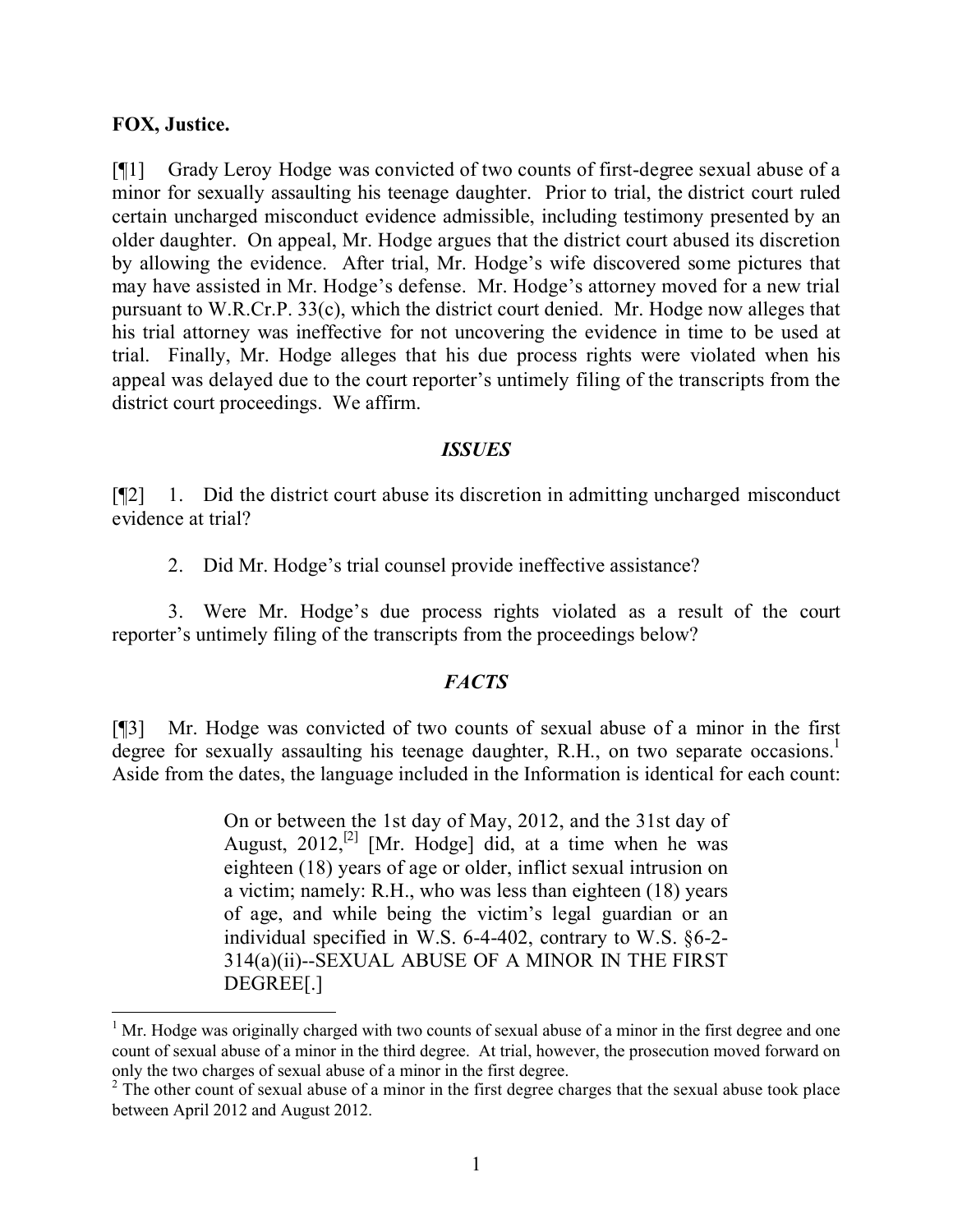**FOX, Justice.**

[¶1] Grady Leroy Hodge was convicted of two counts of first-degree sexual abuse of a minor for sexually assaulting his teenage daughter. Prior to trial, the district court ruled certain uncharged misconduct evidence admissible, including testimony presented by an older daughter. On appeal, Mr. Hodge argues that the district court abused its discretion by allowing the evidence. After trial, Mr. Hodge's wife discovered some pictures that may have assisted in Mr. Hodge's defense. Mr. Hodge's attorney moved for a new trial pursuant to W.R.Cr.P. 33(c), which the district court denied. Mr. Hodge now alleges that his trial attorney was ineffective for not uncovering the evidence in time to be used at trial. Finally, Mr. Hodge alleges that his due process rights were violated when his appeal was delayed due to the court reporter's untimely filing of the transcripts from the district court proceedings. We affirm.

### *ISSUES*

[¶2] 1. Did the district court abuse its discretion in admitting uncharged misconduct evidence at trial?

2. Did Mr. Hodge's trial counsel provide ineffective assistance?

3. Were Mr. Hodge's due process rights violated as a result of the court reporter's untimely filing of the transcripts from the proceedings below?

### *FACTS*

[¶3] Mr. Hodge was convicted of two counts of sexual abuse of a minor in the first degree for sexually assaulting his teenage daughter, R.H., on two separate occasions.[1] Aside from the dates, the language included in the Information is identical for each count:

> On or between the 1st day of May, 2012, and the 31st day of August, 2012,[2] [Mr. Hodge] did, at a time when he was eighteen (18) years of age or older, inflict sexual intrusion on a victim; namely: R.H., who was less than eighteen (18) years of age, and while being the victim's legal guardian or an individual specified in W.S. 6-4-402, contrary to W.S. §6-2-314(a)(ii)--SEXUAL ABUSE OF A MINOR IN THE FIRST DEGREE[.]

---

[1] Mr. Hodge was originally charged with two counts of sexual abuse of a minor in the first degree and one count of sexual abuse of a minor in the third degree. At trial, however, the prosecution moved forward on only the two charges of sexual abuse of a minor in the first degree.

[2] The other count of sexual abuse of a minor in the first degree charges that the sexual abuse took place between April 2012 and August 2012.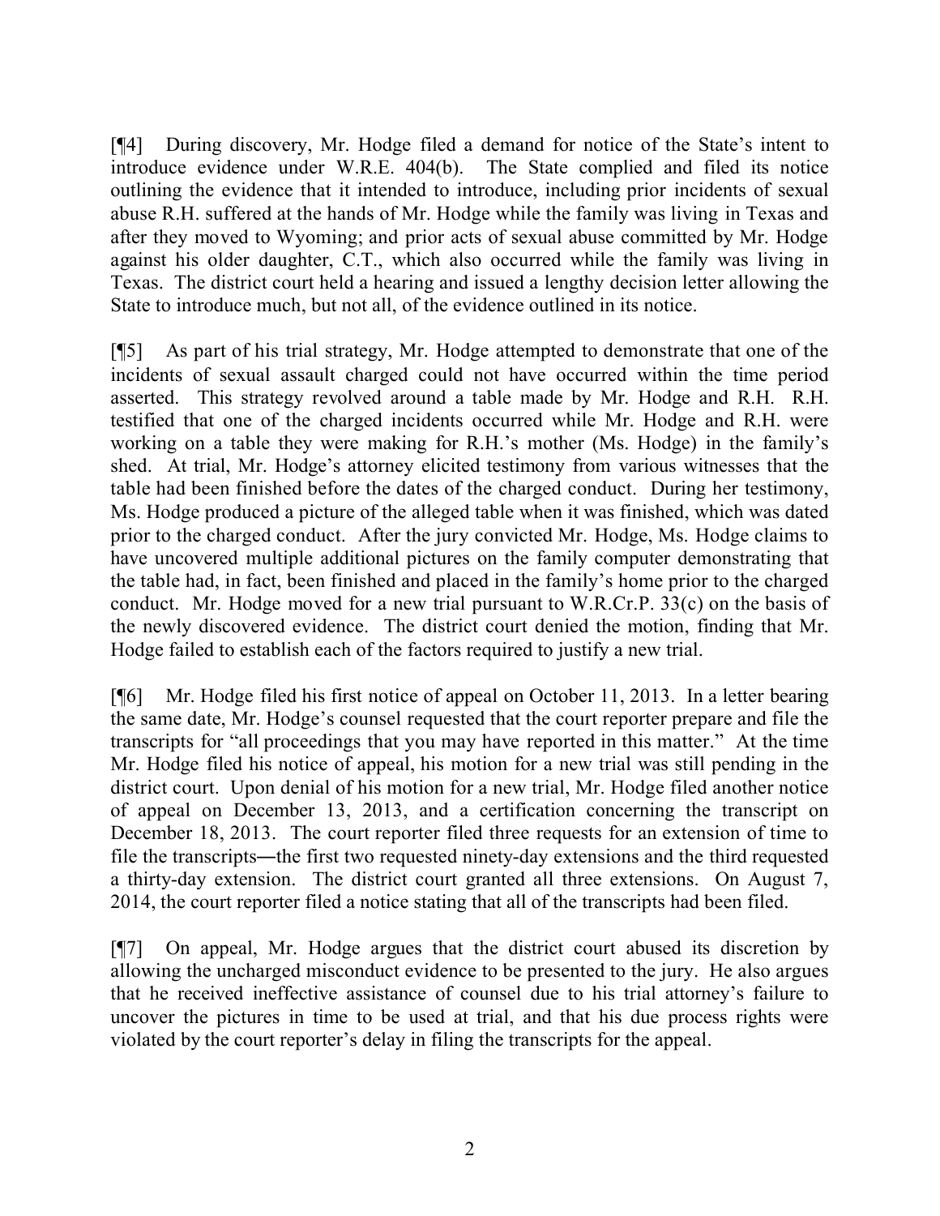[¶4] During discovery, Mr. Hodge filed a demand for notice of the State's intent to introduce evidence under W.R.E. 404(b). The State complied and filed its notice outlining the evidence that it intended to introduce, including prior incidents of sexual abuse R.H. suffered at the hands of Mr. Hodge while the family was living in Texas and after they moved to Wyoming; and prior acts of sexual abuse committed by Mr. Hodge against his older daughter, C.T., which also occurred while the family was living in Texas. The district court held a hearing and issued a lengthy decision letter allowing the State to introduce much, but not all, of the evidence outlined in its notice.

[¶5] As part of his trial strategy, Mr. Hodge attempted to demonstrate that one of the incidents of sexual assault charged could not have occurred within the time period asserted. This strategy revolved around a table made by Mr. Hodge and R.H. R.H. testified that one of the charged incidents occurred while Mr. Hodge and R.H. were working on a table they were making for R.H.'s mother (Ms. Hodge) in the family's shed. At trial, Mr. Hodge's attorney elicited testimony from various witnesses that the table had been finished before the dates of the charged conduct. During her testimony, Ms. Hodge produced a picture of the alleged table when it was finished, which was dated prior to the charged conduct. After the jury convicted Mr. Hodge, Ms. Hodge claims to have uncovered multiple additional pictures on the family computer demonstrating that the table had, in fact, been finished and placed in the family's home prior to the charged conduct. Mr. Hodge moved for a new trial pursuant to W.R.Cr.P. 33(c) on the basis of the newly discovered evidence. The district court denied the motion, finding that Mr. Hodge failed to establish each of the factors required to justify a new trial.

[¶6] Mr. Hodge filed his first notice of appeal on October 11, 2013. In a letter bearing the same date, Mr. Hodge's counsel requested that the court reporter prepare and file the transcripts for "all proceedings that you may have reported in this matter." At the time Mr. Hodge filed his notice of appeal, his motion for a new trial was still pending in the district court. Upon denial of his motion for a new trial, Mr. Hodge filed another notice of appeal on December 13, 2013, and a certification concerning the transcript on December 18, 2013. The court reporter filed three requests for an extension of time to file the transcripts―the first two requested ninety-day extensions and the third requested a thirty-day extension. The district court granted all three extensions. On August 7, 2014, the court reporter filed a notice stating that all of the transcripts had been filed.

[¶7] On appeal, Mr. Hodge argues that the district court abused its discretion by allowing the uncharged misconduct evidence to be presented to the jury. He also argues that he received ineffective assistance of counsel due to his trial attorney's failure to uncover the pictures in time to be used at trial, and that his due process rights were violated by the court reporter's delay in filing the transcripts for the appeal.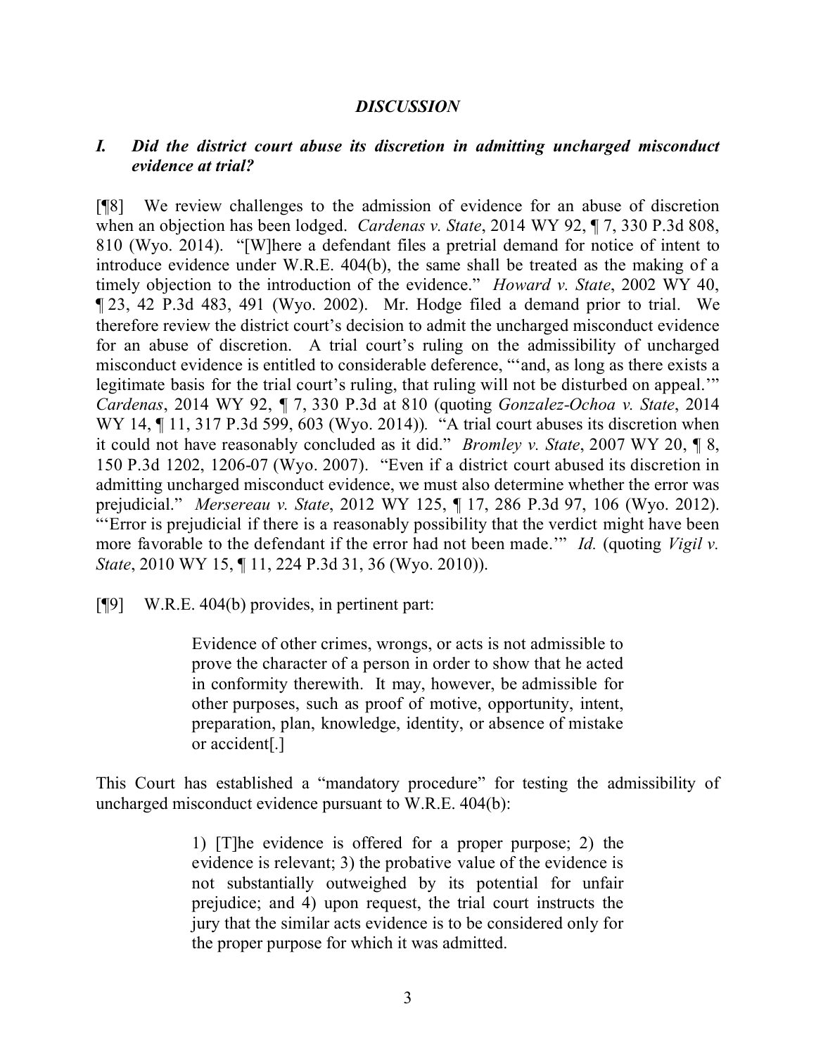## *DISCUSSION*

### *I. Did the district court abuse its discretion in admitting uncharged misconduct evidence at trial?*

[¶8] We review challenges to the admission of evidence for an abuse of discretion when an objection has been lodged. *Cardenas v. State*, 2014 WY 92, ¶ 7, 330 P.3d 808, 810 (Wyo. 2014). "[W]here a defendant files a pretrial demand for notice of intent to introduce evidence under W.R.E. 404(b), the same shall be treated as the making of a timely objection to the introduction of the evidence." *Howard v. State*, 2002 WY 40, ¶ 23, 42 P.3d 483, 491 (Wyo. 2002). Mr. Hodge filed a demand prior to trial. We therefore review the district court's decision to admit the uncharged misconduct evidence for an abuse of discretion. A trial court's ruling on the admissibility of uncharged misconduct evidence is entitled to considerable deference, "'and, as long as there exists a legitimate basis for the trial court's ruling, that ruling will not be disturbed on appeal.'" *Cardenas*, 2014 WY 92, ¶ 7, 330 P.3d at 810 (quoting *Gonzalez-Ochoa v. State*, 2014 WY 14, ¶ 11, 317 P.3d 599, 603 (Wyo. 2014)). "A trial court abuses its discretion when it could not have reasonably concluded as it did." *Bromley v. State*, 2007 WY 20, ¶ 8, 150 P.3d 1202, 1206-07 (Wyo. 2007). "Even if a district court abused its discretion in admitting uncharged misconduct evidence, we must also determine whether the error was prejudicial." *Mersereau v. State*, 2012 WY 125, ¶ 17, 286 P.3d 97, 106 (Wyo. 2012). "'Error is prejudicial if there is a reasonably possibility that the verdict might have been more favorable to the defendant if the error had not been made.'" *Id.* (quoting *Vigil v. State*, 2010 WY 15, ¶ 11, 224 P.3d 31, 36 (Wyo. 2010)).

[¶9] W.R.E. 404(b) provides, in pertinent part:

> Evidence of other crimes, wrongs, or acts is not admissible to prove the character of a person in order to show that he acted in conformity therewith. It may, however, be admissible for other purposes, such as proof of motive, opportunity, intent, preparation, plan, knowledge, identity, or absence of mistake or accident[.]

This Court has established a "mandatory procedure" for testing the admissibility of uncharged misconduct evidence pursuant to W.R.E. 404(b):

> 1) [T]he evidence is offered for a proper purpose; 2) the evidence is relevant; 3) the probative value of the evidence is not substantially outweighed by its potential for unfair prejudice; and 4) upon request, the trial court instructs the jury that the similar acts evidence is to be considered only for the proper purpose for which it was admitted.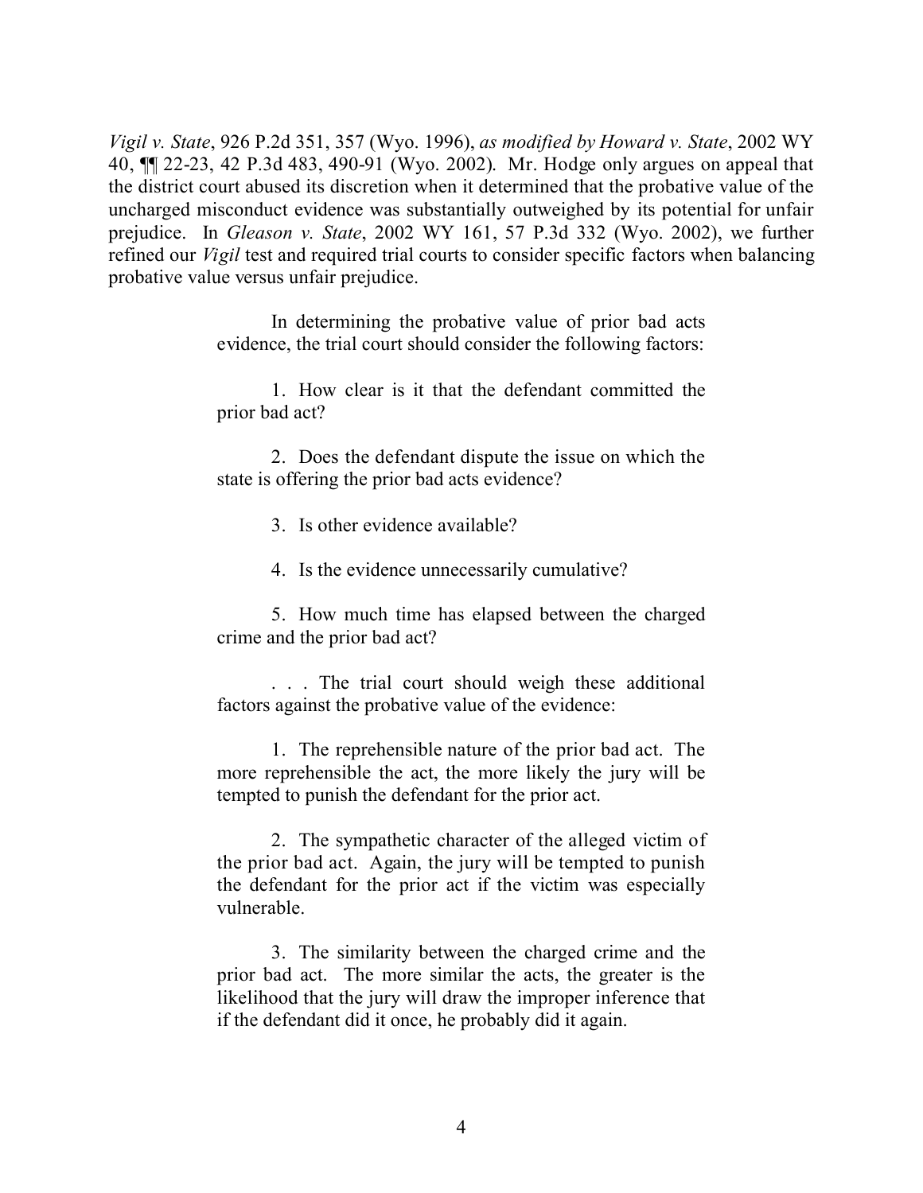*Vigil v. State*, 926 P.2d 351, 357 (Wyo. 1996), *as modified by Howard v. State*, 2002 WY 40, ¶¶ 22-23, 42 P.3d 483, 490-91 (Wyo. 2002). Mr. Hodge only argues on appeal that the district court abused its discretion when it determined that the probative value of the uncharged misconduct evidence was substantially outweighed by its potential for unfair prejudice. In *Gleason v. State*, 2002 WY 161, 57 P.3d 332 (Wyo. 2002), we further refined our *Vigil* test and required trial courts to consider specific factors when balancing probative value versus unfair prejudice.

> In determining the probative value of prior bad acts evidence, the trial court should consider the following factors:
>
> 1. How clear is it that the defendant committed the prior bad act?
>
> 2. Does the defendant dispute the issue on which the state is offering the prior bad acts evidence?
>
> 3. Is other evidence available?
>
> 4. Is the evidence unnecessarily cumulative?
>
> 5. How much time has elapsed between the charged crime and the prior bad act?
>
> . . . The trial court should weigh these additional factors against the probative value of the evidence:
>
> 1. The reprehensible nature of the prior bad act. The more reprehensible the act, the more likely the jury will be tempted to punish the defendant for the prior act.
>
> 2. The sympathetic character of the alleged victim of the prior bad act. Again, the jury will be tempted to punish the defendant for the prior act if the victim was especially vulnerable.
>
> 3. The similarity between the charged crime and the prior bad act. The more similar the acts, the greater is the likelihood that the jury will draw the improper inference that if the defendant did it once, he probably did it again.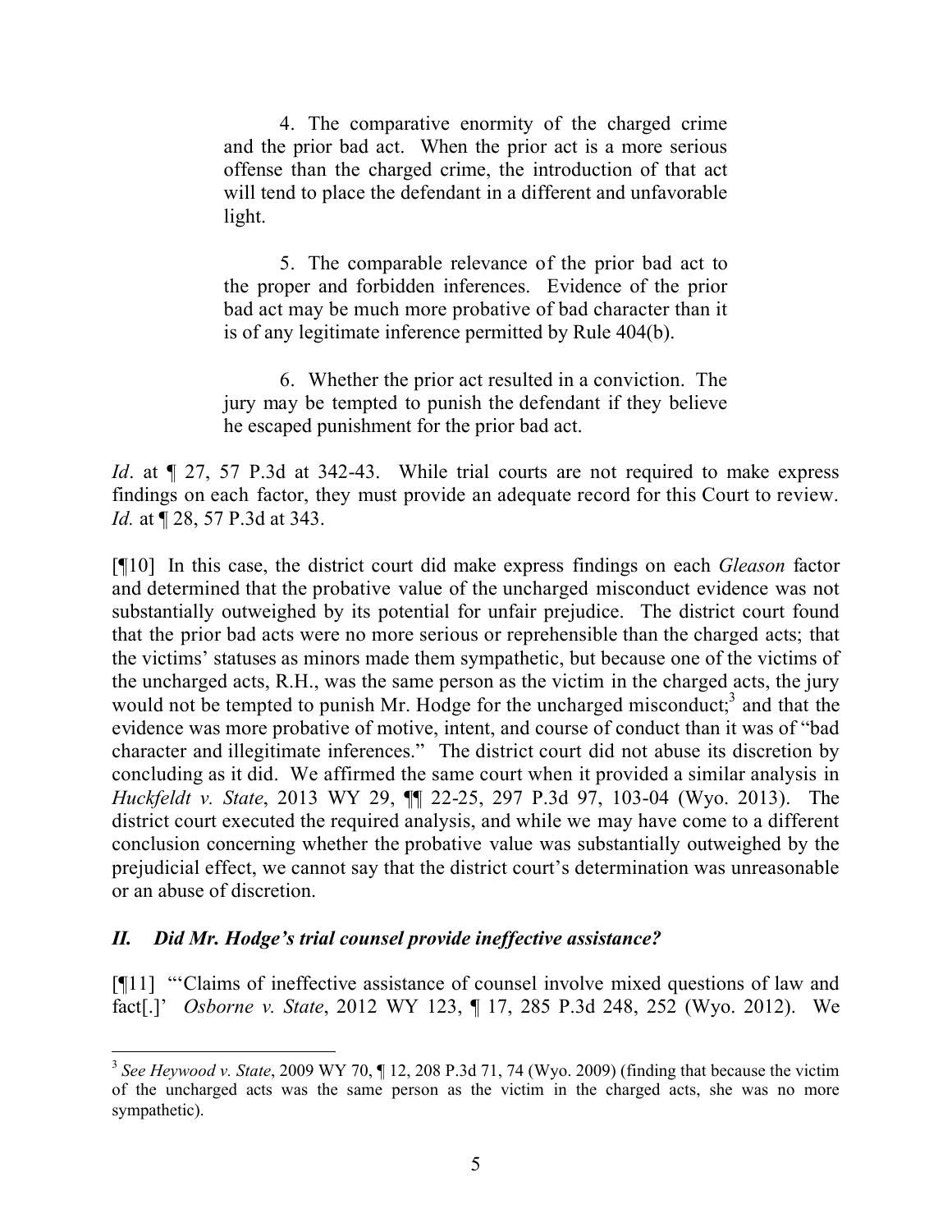> 4. The comparative enormity of the charged crime and the prior bad act. When the prior act is a more serious offense than the charged crime, the introduction of that act will tend to place the defendant in a different and unfavorable light.
>
> 5. The comparable relevance of the prior bad act to the proper and forbidden inferences. Evidence of the prior bad act may be much more probative of bad character than it is of any legitimate inference permitted by Rule 404(b).
>
> 6. Whether the prior act resulted in a conviction. The jury may be tempted to punish the defendant if they believe he escaped punishment for the prior bad act.

*Id*. at ¶ 27, 57 P.3d at 342-43. While trial courts are not required to make express findings on each factor, they must provide an adequate record for this Court to review. *Id.* at ¶ 28, 57 P.3d at 343.

[¶10] In this case, the district court did make express findings on each *Gleason* factor and determined that the probative value of the uncharged misconduct evidence was not substantially outweighed by its potential for unfair prejudice. The district court found that the prior bad acts were no more serious or reprehensible than the charged acts; that the victims' statuses as minors made them sympathetic, but because one of the victims of the uncharged acts, R.H., was the same person as the victim in the charged acts, the jury would not be tempted to punish Mr. Hodge for the uncharged misconduct;[3] and that the evidence was more probative of motive, intent, and course of conduct than it was of "bad character and illegitimate inferences." The district court did not abuse its discretion by concluding as it did. We affirmed the same court when it provided a similar analysis in *Huckfeldt v. State*, 2013 WY 29, ¶¶ 22-25, 297 P.3d 97, 103-04 (Wyo. 2013). The district court executed the required analysis, and while we may have come to a different conclusion concerning whether the probative value was substantially outweighed by the prejudicial effect, we cannot say that the district court's determination was unreasonable or an abuse of discretion.

## *II. Did Mr. Hodge's trial counsel provide ineffective assistance?*

[¶11] "'Claims of ineffective assistance of counsel involve mixed questions of law and fact[.]' *Osborne v. State*, 2012 WY 123, ¶ 17, 285 P.3d 248, 252 (Wyo. 2012). We

---

[3] *See Heywood v. State*, 2009 WY 70, ¶ 12, 208 P.3d 71, 74 (Wyo. 2009) (finding that because the victim of the uncharged acts was the same person as the victim in the charged acts, she was no more sympathetic).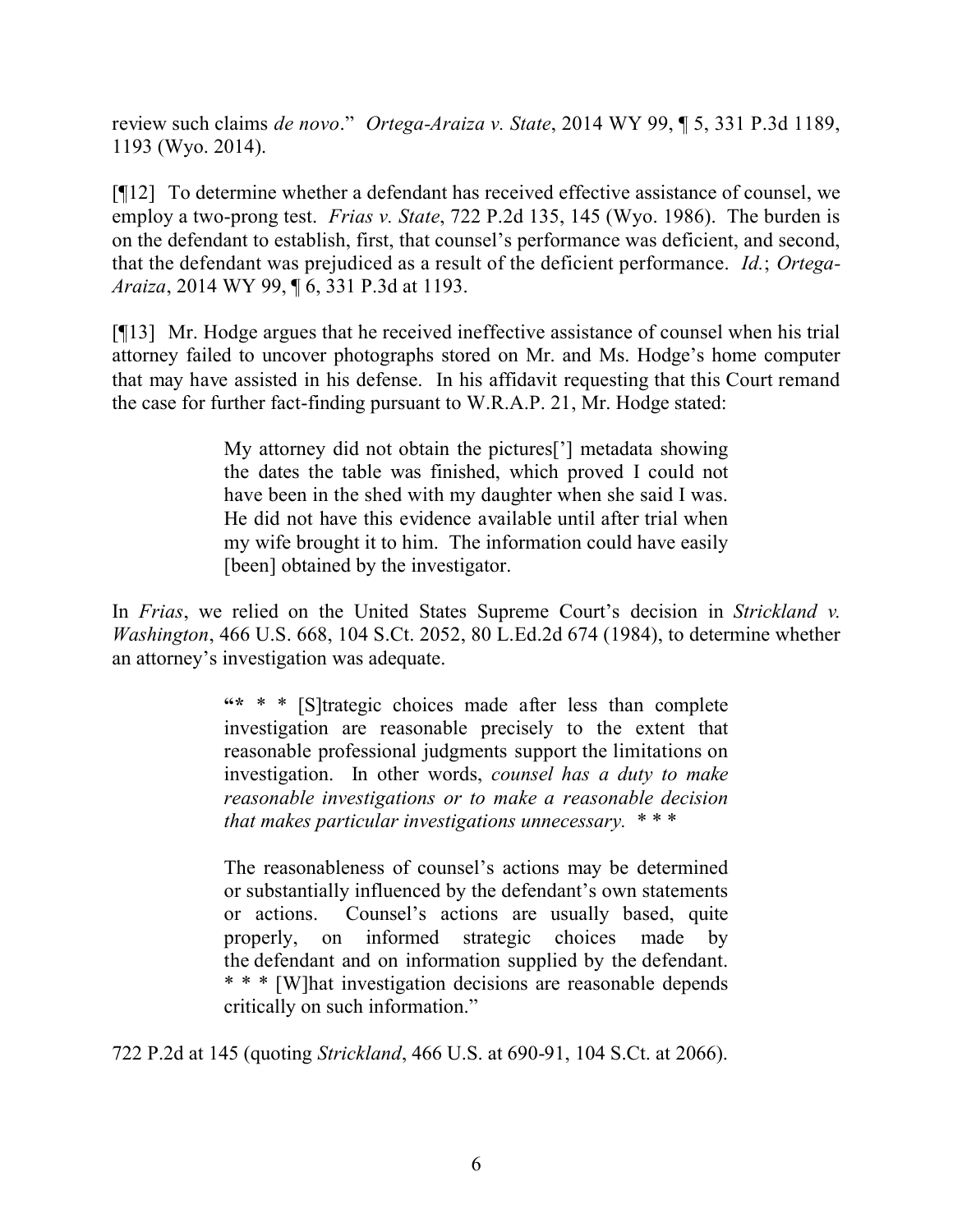review such claims *de novo*." *Ortega-Araiza v. State*, 2014 WY 99, ¶ 5, 331 P.3d 1189, 1193 (Wyo. 2014).

[¶12] To determine whether a defendant has received effective assistance of counsel, we employ a two-prong test. *Frias v. State*, 722 P.2d 135, 145 (Wyo. 1986). The burden is on the defendant to establish, first, that counsel's performance was deficient, and second, that the defendant was prejudiced as a result of the deficient performance. *Id.*; *Ortega-Araiza*, 2014 WY 99, ¶ 6, 331 P.3d at 1193.

[¶13] Mr. Hodge argues that he received ineffective assistance of counsel when his trial attorney failed to uncover photographs stored on Mr. and Ms. Hodge's home computer that may have assisted in his defense. In his affidavit requesting that this Court remand the case for further fact-finding pursuant to W.R.A.P. 21, Mr. Hodge stated:

> My attorney did not obtain the pictures['] metadata showing the dates the table was finished, which proved I could not have been in the shed with my daughter when she said I was. He did not have this evidence available until after trial when my wife brought it to him. The information could have easily [been] obtained by the investigator.

In *Frias*, we relied on the United States Supreme Court's decision in *Strickland v. Washington*, 466 U.S. 668, 104 S.Ct. 2052, 80 L.Ed.2d 674 (1984), to determine whether an attorney's investigation was adequate.

> "* * * [S]trategic choices made after less than complete investigation are reasonable precisely to the extent that reasonable professional judgments support the limitations on investigation. In other words, *counsel has a duty to make reasonable investigations or to make a reasonable decision that makes particular investigations unnecessary.* * * *
>
> The reasonableness of counsel's actions may be determined or substantially influenced by the defendant's own statements or actions. Counsel's actions are usually based, quite properly, on informed strategic choices made by the defendant and on information supplied by the defendant. * * * [W]hat investigation decisions are reasonable depends critically on such information."

722 P.2d at 145 (quoting *Strickland*, 466 U.S. at 690-91, 104 S.Ct. at 2066).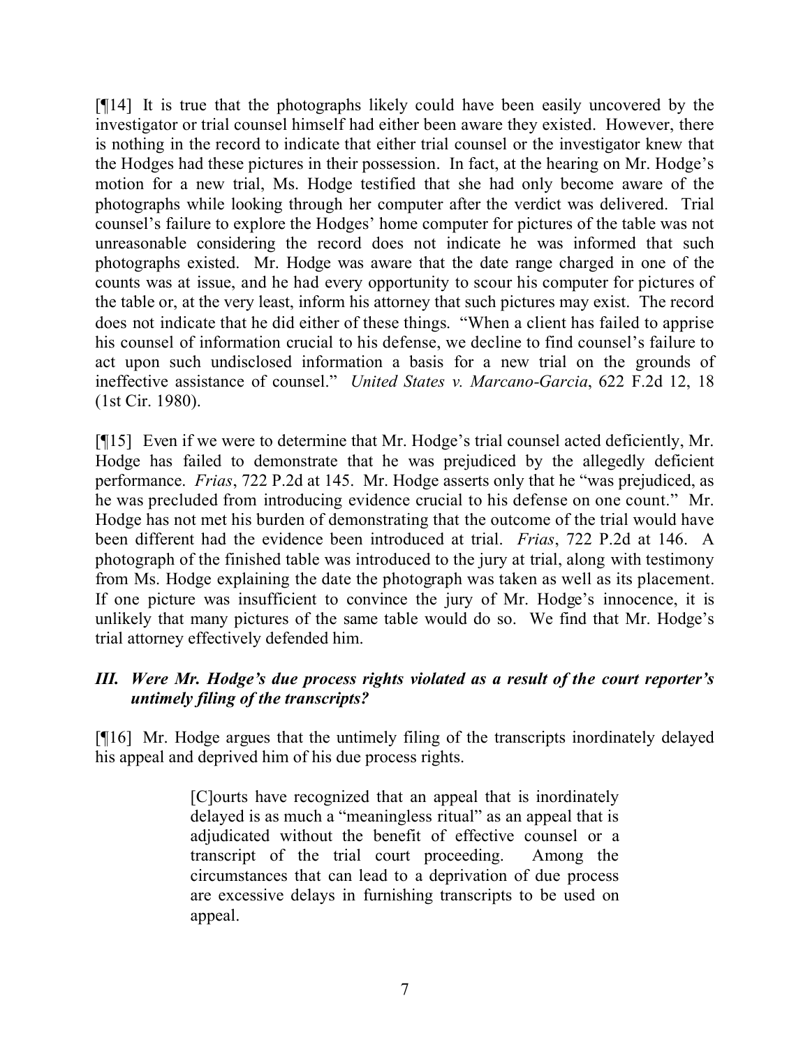[¶14] It is true that the photographs likely could have been easily uncovered by the investigator or trial counsel himself had either been aware they existed. However, there is nothing in the record to indicate that either trial counsel or the investigator knew that the Hodges had these pictures in their possession. In fact, at the hearing on Mr. Hodge's motion for a new trial, Ms. Hodge testified that she had only become aware of the photographs while looking through her computer after the verdict was delivered. Trial counsel's failure to explore the Hodges' home computer for pictures of the table was not unreasonable considering the record does not indicate he was informed that such photographs existed. Mr. Hodge was aware that the date range charged in one of the counts was at issue, and he had every opportunity to scour his computer for pictures of the table or, at the very least, inform his attorney that such pictures may exist. The record does not indicate that he did either of these things. "When a client has failed to apprise his counsel of information crucial to his defense, we decline to find counsel's failure to act upon such undisclosed information a basis for a new trial on the grounds of ineffective assistance of counsel." *United States v. Marcano-Garcia*, 622 F.2d 12, 18 (1st Cir. 1980).

[¶15] Even if we were to determine that Mr. Hodge's trial counsel acted deficiently, Mr. Hodge has failed to demonstrate that he was prejudiced by the allegedly deficient performance. *Frias*, 722 P.2d at 145. Mr. Hodge asserts only that he "was prejudiced, as he was precluded from introducing evidence crucial to his defense on one count." Mr. Hodge has not met his burden of demonstrating that the outcome of the trial would have been different had the evidence been introduced at trial. *Frias*, 722 P.2d at 146. A photograph of the finished table was introduced to the jury at trial, along with testimony from Ms. Hodge explaining the date the photograph was taken as well as its placement. If one picture was insufficient to convince the jury of Mr. Hodge's innocence, it is unlikely that many pictures of the same table would do so. We find that Mr. Hodge's trial attorney effectively defended him.

### *III. Were Mr. Hodge's due process rights violated as a result of the court reporter's untimely filing of the transcripts?*

[¶16] Mr. Hodge argues that the untimely filing of the transcripts inordinately delayed his appeal and deprived him of his due process rights.

> [C]ourts have recognized that an appeal that is inordinately delayed is as much a "meaningless ritual" as an appeal that is adjudicated without the benefit of effective counsel or a transcript of the trial court proceeding. Among the circumstances that can lead to a deprivation of due process are excessive delays in furnishing transcripts to be used on appeal.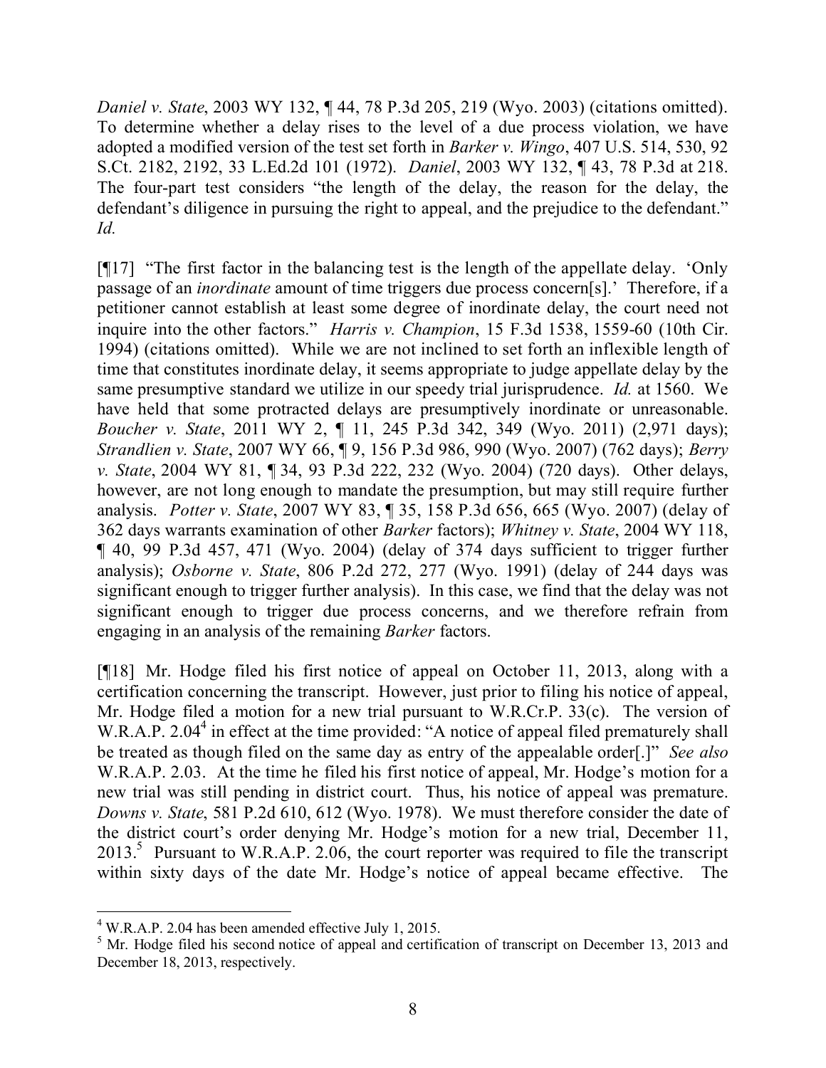*Daniel v. State*, 2003 WY 132, ¶ 44, 78 P.3d 205, 219 (Wyo. 2003) (citations omitted). To determine whether a delay rises to the level of a due process violation, we have adopted a modified version of the test set forth in *Barker v. Wingo*, 407 U.S. 514, 530, 92 S.Ct. 2182, 2192, 33 L.Ed.2d 101 (1972). *Daniel*, 2003 WY 132, ¶ 43, 78 P.3d at 218. The four-part test considers "the length of the delay, the reason for the delay, the defendant's diligence in pursuing the right to appeal, and the prejudice to the defendant." *Id.*

[¶17] "The first factor in the balancing test is the length of the appellate delay. 'Only passage of an *inordinate* amount of time triggers due process concern[s].' Therefore, if a petitioner cannot establish at least some degree of inordinate delay, the court need not inquire into the other factors." *Harris v. Champion*, 15 F.3d 1538, 1559-60 (10th Cir. 1994) (citations omitted). While we are not inclined to set forth an inflexible length of time that constitutes inordinate delay, it seems appropriate to judge appellate delay by the same presumptive standard we utilize in our speedy trial jurisprudence. *Id.* at 1560. We have held that some protracted delays are presumptively inordinate or unreasonable. *Boucher v. State*, 2011 WY 2, ¶ 11, 245 P.3d 342, 349 (Wyo. 2011) (2,971 days); *Strandlien v. State*, 2007 WY 66, ¶ 9, 156 P.3d 986, 990 (Wyo. 2007) (762 days); *Berry v. State*, 2004 WY 81, ¶ 34, 93 P.3d 222, 232 (Wyo. 2004) (720 days). Other delays, however, are not long enough to mandate the presumption, but may still require further analysis. *Potter v. State*, 2007 WY 83, ¶ 35, 158 P.3d 656, 665 (Wyo. 2007) (delay of 362 days warrants examination of other *Barker* factors); *Whitney v. State*, 2004 WY 118, ¶ 40, 99 P.3d 457, 471 (Wyo. 2004) (delay of 374 days sufficient to trigger further analysis); *Osborne v. State*, 806 P.2d 272, 277 (Wyo. 1991) (delay of 244 days was significant enough to trigger further analysis). In this case, we find that the delay was not significant enough to trigger due process concerns, and we therefore refrain from engaging in an analysis of the remaining *Barker* factors.

[¶18] Mr. Hodge filed his first notice of appeal on October 11, 2013, along with a certification concerning the transcript. However, just prior to filing his notice of appeal, Mr. Hodge filed a motion for a new trial pursuant to W.R.Cr.P. 33(c). The version of W.R.A.P. 2.04[4] in effect at the time provided: "A notice of appeal filed prematurely shall be treated as though filed on the same day as entry of the appealable order[.]" *See also* W.R.A.P. 2.03. At the time he filed his first notice of appeal, Mr. Hodge's motion for a new trial was still pending in district court. Thus, his notice of appeal was premature. *Downs v. State*, 581 P.2d 610, 612 (Wyo. 1978). We must therefore consider the date of the district court's order denying Mr. Hodge's motion for a new trial, December 11, 2013.[5] Pursuant to W.R.A.P. 2.06, the court reporter was required to file the transcript within sixty days of the date Mr. Hodge's notice of appeal became effective. The

---

[4] W.R.A.P. 2.04 has been amended effective July 1, 2015.

[5] Mr. Hodge filed his second notice of appeal and certification of transcript on December 13, 2013 and December 18, 2013, respectively.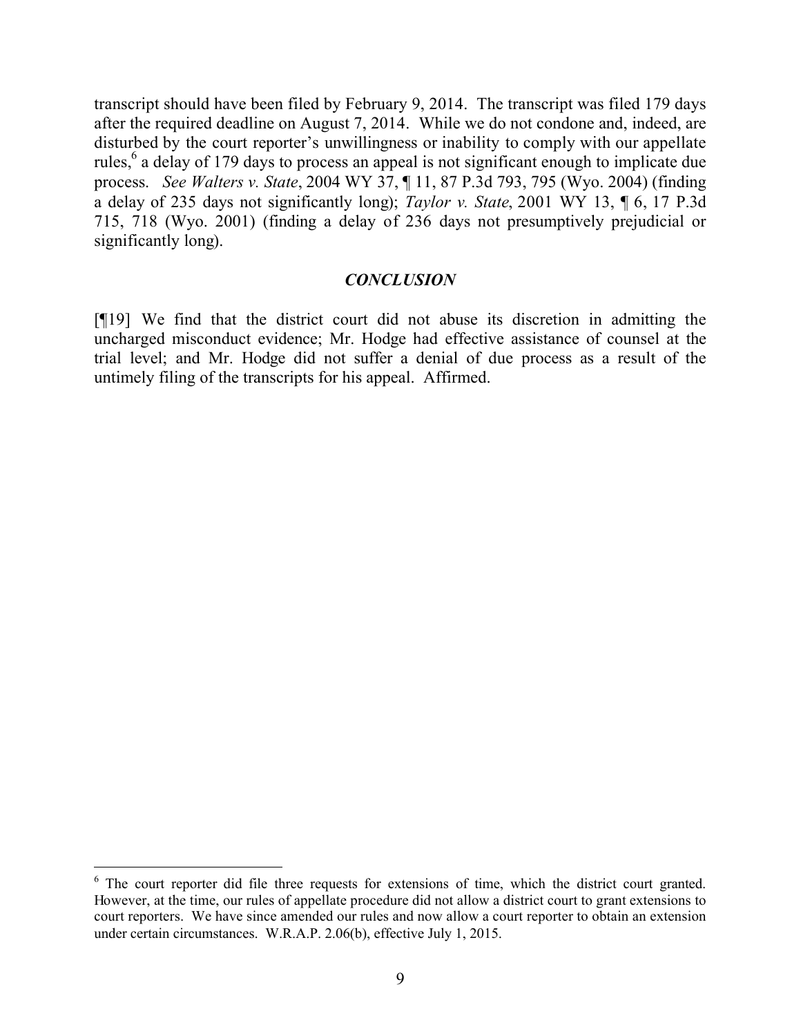transcript should have been filed by February 9, 2014. The transcript was filed 179 days after the required deadline on August 7, 2014. While we do not condone and, indeed, are disturbed by the court reporter's unwillingness or inability to comply with our appellate rules,[6] a delay of 179 days to process an appeal is not significant enough to implicate due process. *See Walters v. State*, 2004 WY 37, ¶ 11, 87 P.3d 793, 795 (Wyo. 2004) (finding a delay of 235 days not significantly long); *Taylor v. State*, 2001 WY 13, ¶ 6, 17 P.3d 715, 718 (Wyo. 2001) (finding a delay of 236 days not presumptively prejudicial or significantly long).

### *CONCLUSION*

[¶19] We find that the district court did not abuse its discretion in admitting the uncharged misconduct evidence; Mr. Hodge had effective assistance of counsel at the trial level; and Mr. Hodge did not suffer a denial of due process as a result of the untimely filing of the transcripts for his appeal. Affirmed.

---

[6] The court reporter did file three requests for extensions of time, which the district court granted. However, at the time, our rules of appellate procedure did not allow a district court to grant extensions to court reporters. We have since amended our rules and now allow a court reporter to obtain an extension under certain circumstances. W.R.A.P. 2.06(b), effective July 1, 2015.